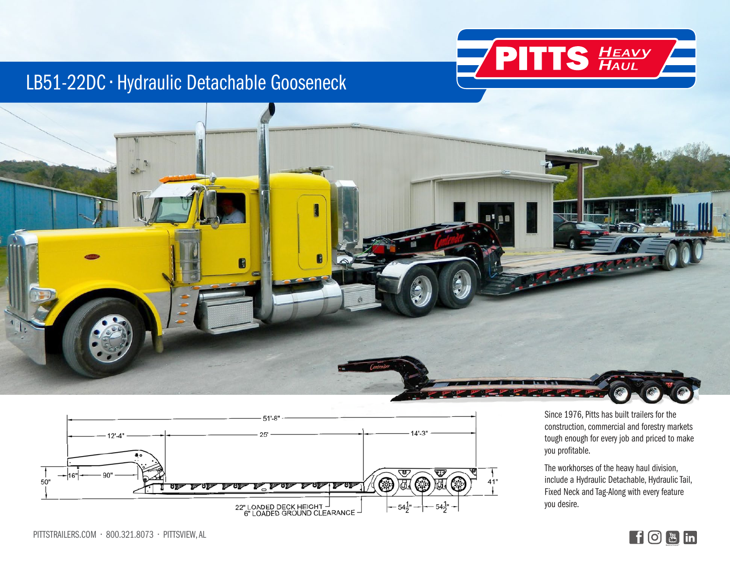# LB51-22DC · Hydraulic Detachable Gooseneck

PITTS HEAVY HAUL

51'-8"

12'-4"

25'

14'-3"

50"

16"

90"

41"

22" LOADED DECK HEIGHT

6" LOADED GROUND CLEARANCE

54½"

54½"

Since 1976, Pitts has built trailers for the construction, commercial and forestry markets tough enough for every job and priced to make you profitable.

The workhorses of the heavy haul division, include a Hydraulic Detachable, Hydraulic Tail, Fixed Neck and Tag-Along with every feature you desire.

PITTSTRAILERS.COM · 800.321.8073 · PITTSVIEW, AL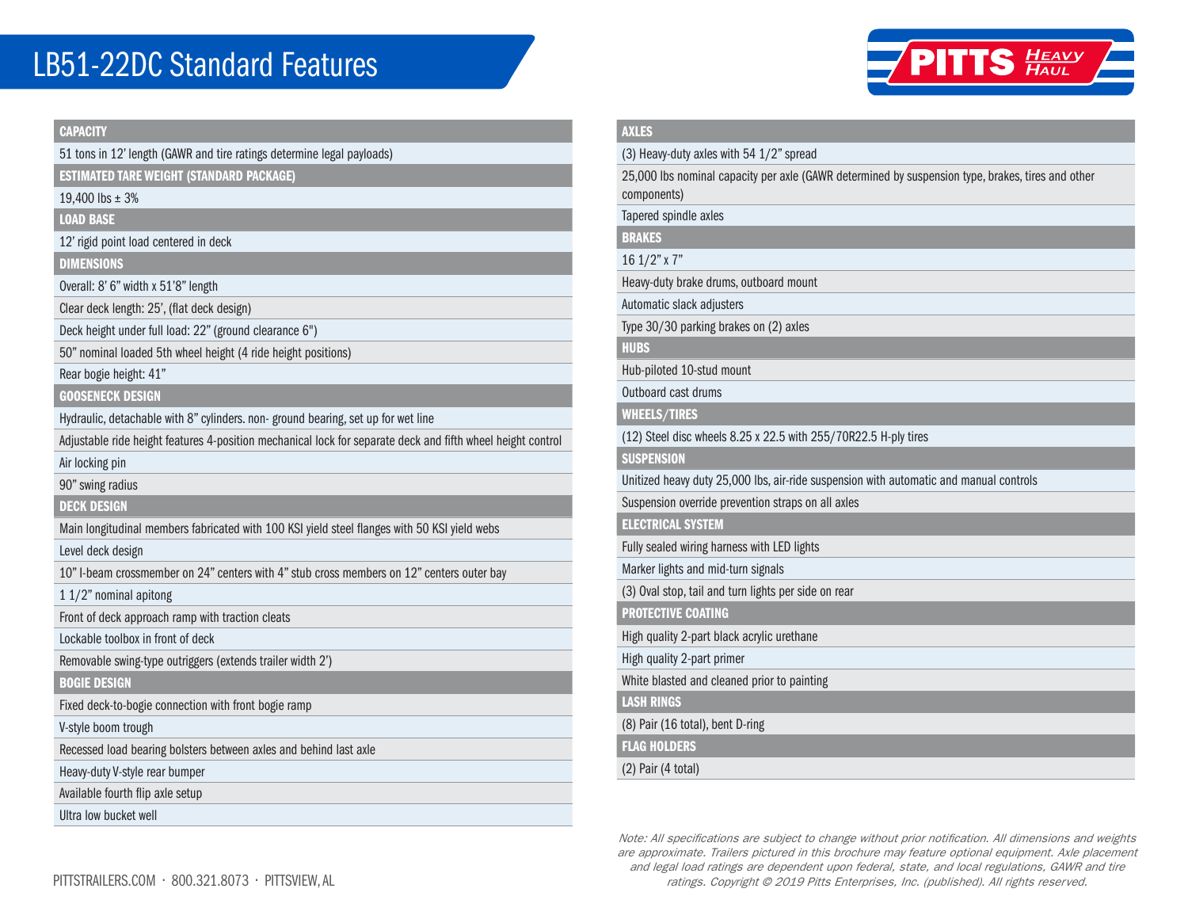# LB51-22DC Standard Features

PITTS HEAVY HAUL

## CAPACITY

51 tons in 12' length (GAWR and tire ratings determine legal payloads)

## ESTIMATED TARE WEIGHT (STANDARD PACKAGE)

19,400 lbs ± 3%

## LOAD BASE

12' rigid point load centered in deck

## DIMENSIONS

Overall: 8' 6" width x 51'8" length

Clear deck length: 25', (flat deck design)

Deck height under full load: 22" (ground clearance 6")

50" nominal loaded 5th wheel height (4 ride height positions)

Rear bogie height: 41"

## GOOSENECK DESIGN

Hydraulic, detachable with 8" cylinders. non- ground bearing, set up for wet line

Adjustable ride height features 4-position mechanical lock for separate deck and fifth wheel height control

Air locking pin

90" swing radius

## DECK DESIGN

Main longitudinal members fabricated with 100 KSI yield steel flanges with 50 KSI yield webs

Level deck design

10" I-beam crossmember on 24" centers with 4" stub cross members on 12" centers outer bay

1 1/2" nominal apitong

Front of deck approach ramp with traction cleats

Lockable toolbox in front of deck

Removable swing-type outriggers (extends trailer width 2')

## BOGIE DESIGN

Fixed deck-to-bogie connection with front bogie ramp

V-style boom trough

Recessed load bearing bolsters between axles and behind last axle

Heavy-duty V-style rear bumper

Available fourth flip axle setup

Ultra low bucket well

## AXLES

(3) Heavy-duty axles with 54 1/2" spread

25,000 lbs nominal capacity per axle (GAWR determined by suspension type, brakes, tires and other components)

Tapered spindle axles

## BRAKES

16 1/2" x 7"

Heavy-duty brake drums, outboard mount

Automatic slack adjusters

Type 30/30 parking brakes on (2) axles

## HUBS

Hub-piloted 10-stud mount

Outboard cast drums

## WHEELS/TIRES

(12) Steel disc wheels 8.25 x 22.5 with 255/70R22.5 H-ply tires

## SUSPENSION

Unitized heavy duty 25,000 lbs, air-ride suspension with automatic and manual controls

Suspension override prevention straps on all axles

## ELECTRICAL SYSTEM

Fully sealed wiring harness with LED lights

Marker lights and mid-turn signals

(3) Oval stop, tail and turn lights per side on rear

## PROTECTIVE COATING

High quality 2-part black acrylic urethane

High quality 2-part primer

White blasted and cleaned prior to painting

## LASH RINGS

(8) Pair (16 total), bent D-ring

## FLAG HOLDERS

(2) Pair (4 total)

*Note: All specifications are subject to change without prior notification. All dimensions and weights are approximate. Trailers pictured in this brochure may feature optional equipment. Axle placement and legal load ratings are dependent upon federal, state, and local regulations, GAWR and tire ratings. Copyright © 2019 Pitts Enterprises, Inc. (published). All rights reserved.*

PITTSTRAILERS.COM · 800.321.8073 · PITTSVIEW, AL